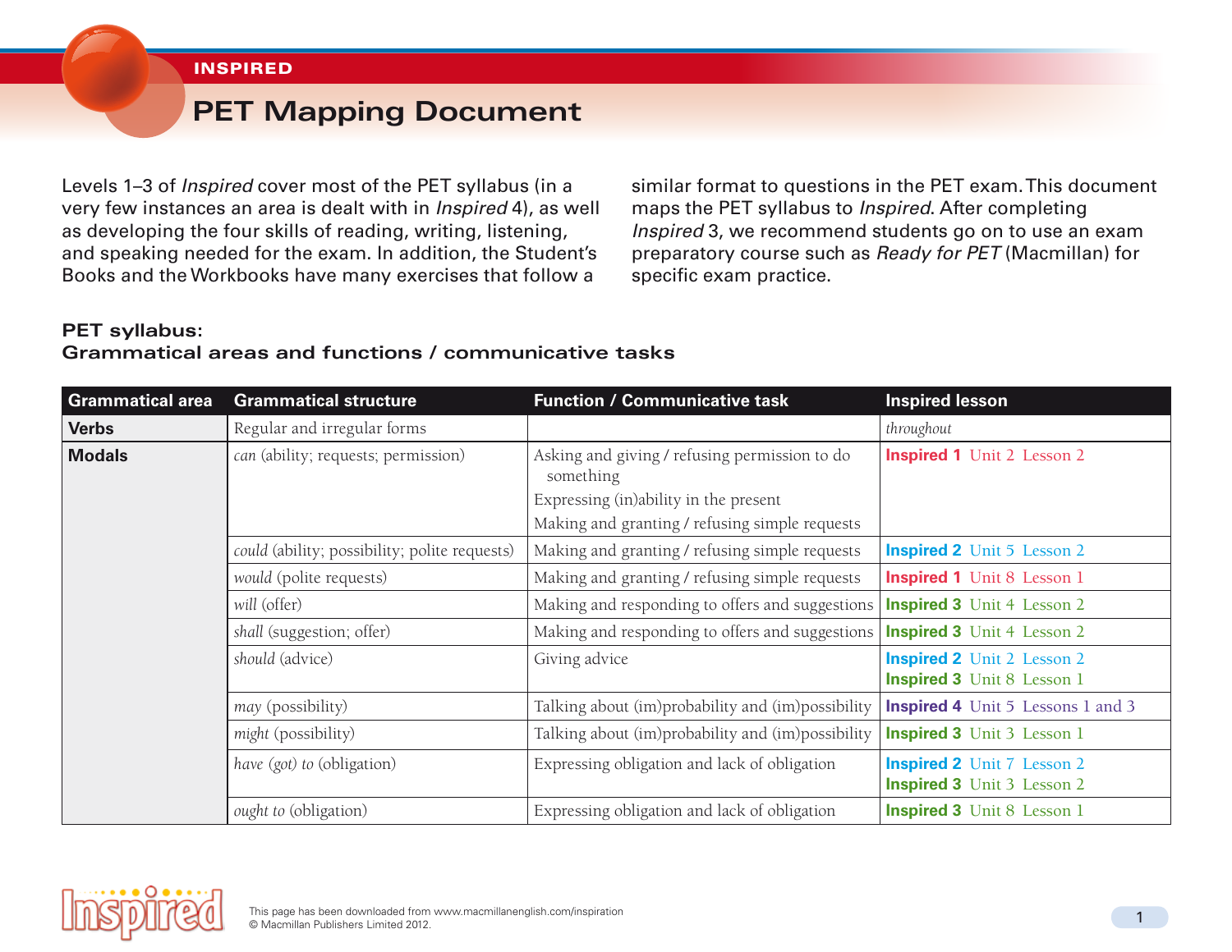INSPIRED

# PET Mapping Document

Levels 1–3 of *Inspired* cover most of the PET syllabus (in a very few instances an area is dealt with in *Inspired* 4), as well as developing the four skills of reading, writing, listening, and speaking needed for the exam. In addition, the Student's Books and the Workbooks have many exercises that follow a similar format to questions in the PET exam. This document maps the PET syllabus to *Inspired*. After completing *Inspired* 3, we recommend students go on to use an exam preparatory course such as *Ready for PET* (Macmillan) for specific exam practice.

## PET syllabus: Grammatical areas and functions / communicative tasks

| Grammatical area | Grammatical structure | Function / Communicative task | Inspired lesson |
|---|---|---|---|
| **Verbs** | Regular and irregular forms | | *throughout* |
| **Modals** | *can* (ability; requests; permission) | Asking and giving / refusing permission to do something<br>Expressing (in)ability in the present<br>Making and granting / refusing simple requests | **Inspired 1** Unit 2 Lesson 2 |
| | *could* (ability; possibility; polite requests) | Making and granting / refusing simple requests | **Inspired 2** Unit 5 Lesson 2 |
| | *would* (polite requests) | Making and granting / refusing simple requests | **Inspired 1** Unit 8 Lesson 1 |
| | *will* (offer) | Making and responding to offers and suggestions | **Inspired 3** Unit 4 Lesson 2 |
| | *shall* (suggestion; offer) | Making and responding to offers and suggestions | **Inspired 3** Unit 4 Lesson 2 |
| | *should* (advice) | Giving advice | **Inspired 2** Unit 2 Lesson 2<br>**Inspired 3** Unit 8 Lesson 1 |
| | *may* (possibility) | Talking about (im)probability and (im)possibility | **Inspired 4** Unit 5 Lessons 1 and 3 |
| | *might* (possibility) | Talking about (im)probability and (im)possibility | **Inspired 3** Unit 3 Lesson 1 |
| | *have (got) to* (obligation) | Expressing obligation and lack of obligation | **Inspired 2** Unit 7 Lesson 2<br>**Inspired 3** Unit 3 Lesson 2 |
| | *ought to* (obligation) | Expressing obligation and lack of obligation | **Inspired 3** Unit 8 Lesson 1 |

This page has been downloaded from www.macmillanenglish.com/inspiration
© Macmillan Publishers Limited 2012.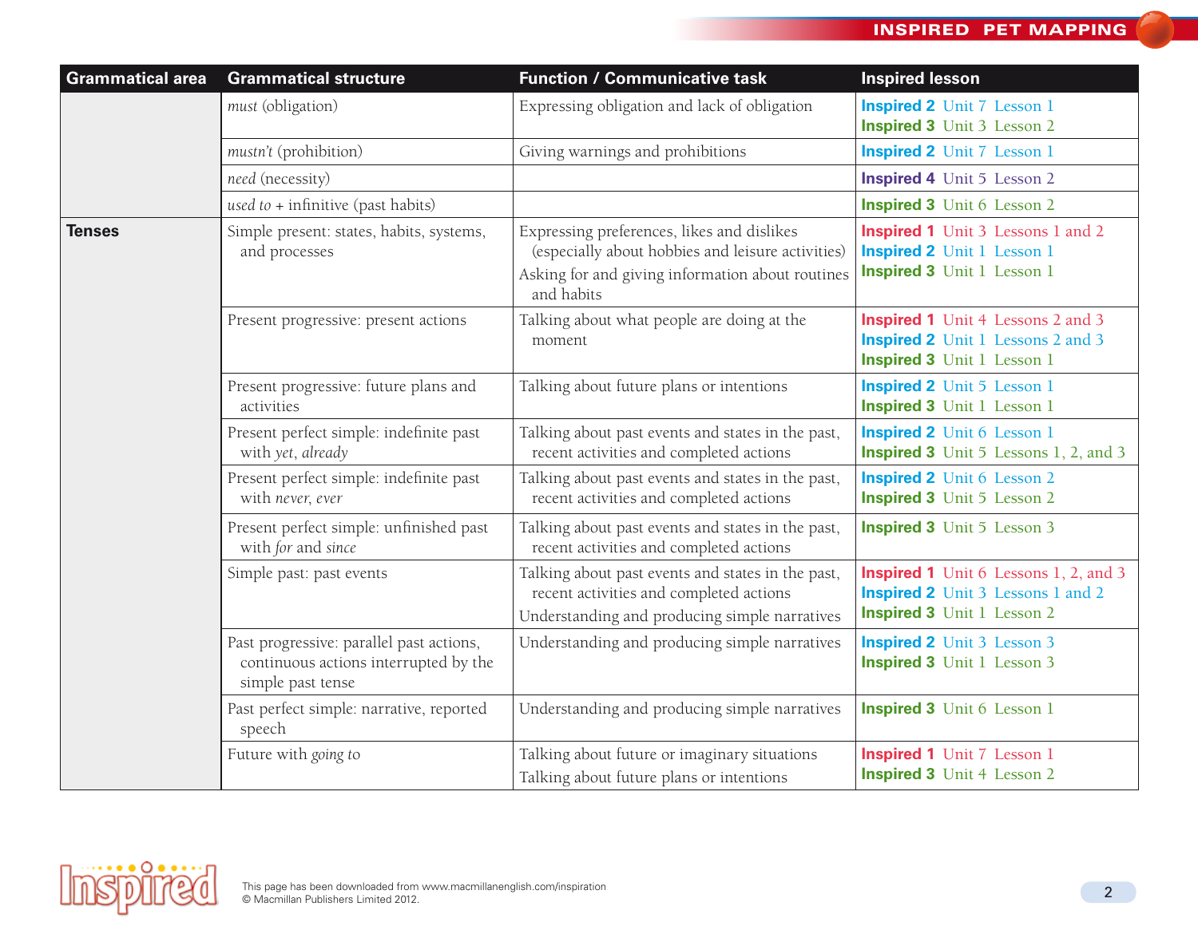| Grammatical area | Grammatical structure | Function / Communicative task | Inspired lesson |
|---|---|---|---|
| | *must* (obligation) | Expressing obligation and lack of obligation | **Inspired 2** Unit 7 Lesson 1<br>**Inspired 3** Unit 3 Lesson 2 |
| | *mustn't* (prohibition) | Giving warnings and prohibitions | **Inspired 2** Unit 7 Lesson 1 |
| | *need* (necessity) | | **Inspired 4** Unit 5 Lesson 2 |
| | *used to* + infinitive (past habits) | | **Inspired 3** Unit 6 Lesson 2 |
| **Tenses** | Simple present: states, habits, systems, and processes | Expressing preferences, likes and dislikes (especially about hobbies and leisure activities)<br>Asking for and giving information about routines and habits | **Inspired 1** Unit 3 Lessons 1 and 2<br>**Inspired 2** Unit 1 Lesson 1<br>**Inspired 3** Unit 1 Lesson 1 |
| | Present progressive: present actions | Talking about what people are doing at the moment | **Inspired 1** Unit 4 Lessons 2 and 3<br>**Inspired 2** Unit 1 Lessons 2 and 3<br>**Inspired 3** Unit 1 Lesson 1 |
| | Present progressive: future plans and activities | Talking about future plans or intentions | **Inspired 2** Unit 5 Lesson 1<br>**Inspired 3** Unit 1 Lesson 1 |
| | Present perfect simple: indefinite past with *yet*, *already* | Talking about past events and states in the past, recent activities and completed actions | **Inspired 2** Unit 6 Lesson 1<br>**Inspired 3** Unit 5 Lessons 1, 2, and 3 |
| | Present perfect simple: indefinite past with *never*, *ever* | Talking about past events and states in the past, recent activities and completed actions | **Inspired 2** Unit 6 Lesson 2<br>**Inspired 3** Unit 5 Lesson 2 |
| | Present perfect simple: unfinished past with *for* and *since* | Talking about past events and states in the past, recent activities and completed actions | **Inspired 3** Unit 5 Lesson 3 |
| | Simple past: past events | Talking about past events and states in the past, recent activities and completed actions<br>Understanding and producing simple narratives | **Inspired 1** Unit 6 Lessons 1, 2, and 3<br>**Inspired 2** Unit 3 Lessons 1 and 2<br>**Inspired 3** Unit 1 Lesson 2 |
| | Past progressive: parallel past actions, continuous actions interrupted by the simple past tense | Understanding and producing simple narratives | **Inspired 2** Unit 3 Lesson 3<br>**Inspired 3** Unit 1 Lesson 3 |
| | Past perfect simple: narrative, reported speech | Understanding and producing simple narratives | **Inspired 3** Unit 6 Lesson 1 |
| | Future with *going to* | Talking about future or imaginary situations<br>Talking about future plans or intentions | **Inspired 1** Unit 7 Lesson 1<br>**Inspired 3** Unit 4 Lesson 2 |

This page has been downloaded from www.macmillanenglish.com/inspiration
© Macmillan Publishers Limited 2012.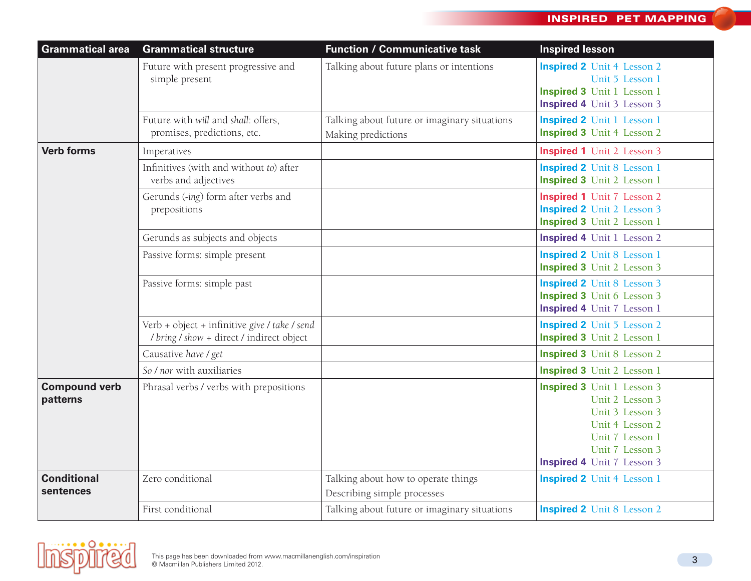| Grammatical area | Grammatical structure | Function / Communicative task | Inspired lesson |
|---|---|---|---|
| | Future with present progressive and simple present | Talking about future plans or intentions | **Inspired 2** Unit 4 Lesson 2<br>Unit 5 Lesson 1<br>**Inspired 3** Unit 1 Lesson 1<br>**Inspired 4** Unit 3 Lesson 3 |
| | Future with *will* and *shall*: offers, promises, predictions, etc. | Talking about future or imaginary situations<br>Making predictions | **Inspired 2** Unit 1 Lesson 1<br>**Inspired 3** Unit 4 Lesson 2 |
| **Verb forms** | Imperatives | | **Inspired 1** Unit 2 Lesson 3 |
| | Infinitives (with and without *to*) after verbs and adjectives | | **Inspired 2** Unit 8 Lesson 1<br>**Inspired 3** Unit 2 Lesson 1 |
| | Gerunds (*-ing*) form after verbs and prepositions | | **Inspired 1** Unit 7 Lesson 2<br>**Inspired 2** Unit 2 Lesson 3<br>**Inspired 3** Unit 2 Lesson 1 |
| | Gerunds as subjects and objects | | **Inspired 4** Unit 1 Lesson 2 |
| | Passive forms: simple present | | **Inspired 2** Unit 8 Lesson 1<br>**Inspired 3** Unit 2 Lesson 3 |
| | Passive forms: simple past | | **Inspired 2** Unit 8 Lesson 3<br>**Inspired 3** Unit 6 Lesson 3<br>**Inspired 4** Unit 7 Lesson 1 |
| | Verb + object + infinitive *give* / *take* / *send* / *bring* / *show* + direct / indirect object | | **Inspired 2** Unit 5 Lesson 2<br>**Inspired 3** Unit 2 Lesson 1 |
| | Causative *have* / *get* | | **Inspired 3** Unit 8 Lesson 2 |
| | *So* / *nor* with auxiliaries | | **Inspired 3** Unit 2 Lesson 1 |
| **Compound verb patterns** | Phrasal verbs / verbs with prepositions | | **Inspired 3** Unit 1 Lesson 3<br>Unit 2 Lesson 3<br>Unit 3 Lesson 3<br>Unit 4 Lesson 2<br>Unit 7 Lesson 1<br>Unit 7 Lesson 3<br>**Inspired 4** Unit 7 Lesson 3 |
| **Conditional sentences** | Zero conditional | Talking about how to operate things<br>Describing simple processes | **Inspired 2** Unit 4 Lesson 1 |
| | First conditional | Talking about future or imaginary situations | **Inspired 2** Unit 8 Lesson 2 |

This page has been downloaded from www.macmillanenglish.com/inspiration
© Macmillan Publishers Limited 2012.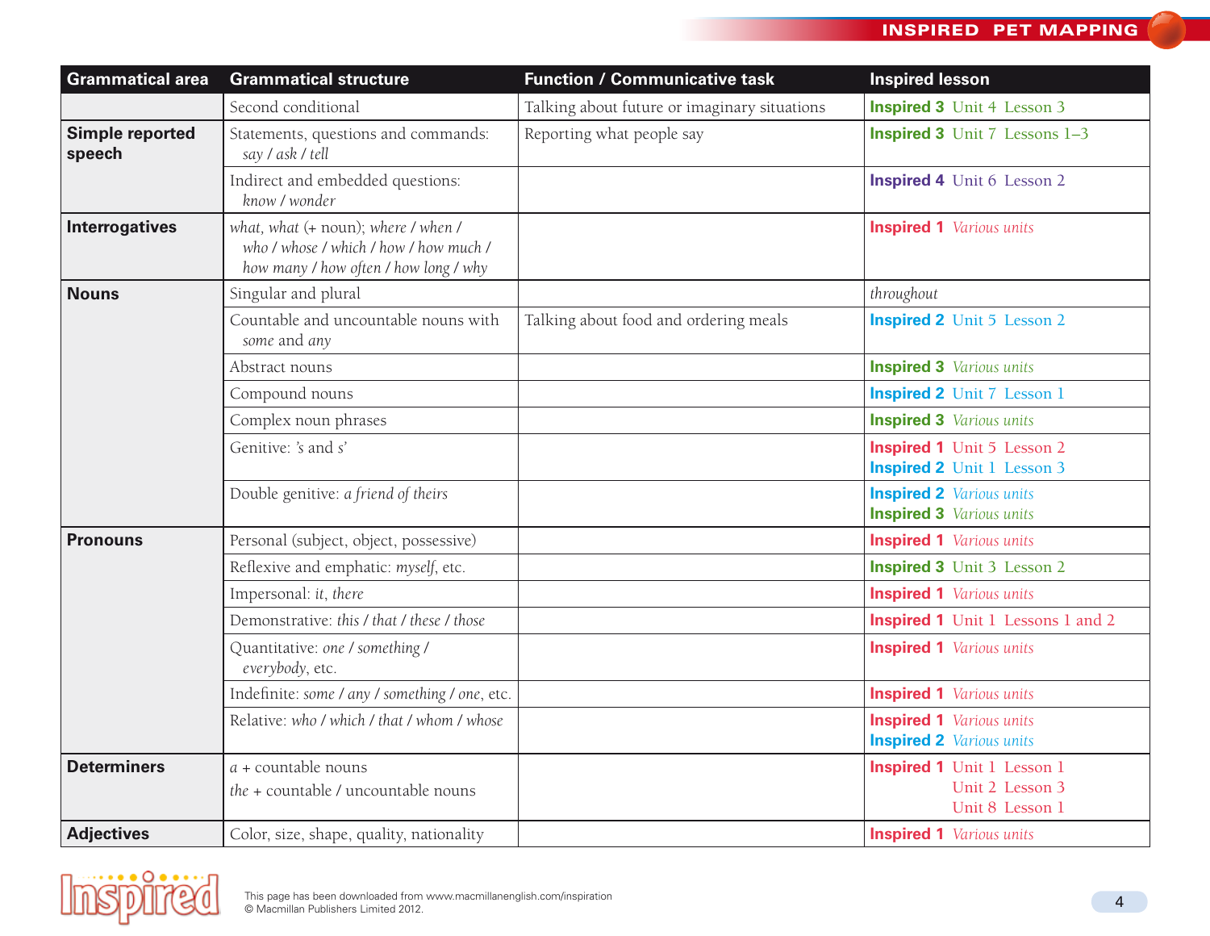| Grammatical area | Grammatical structure | Function / Communicative task | Inspired lesson |
|---|---|---|---|
| | Second conditional | Talking about future or imaginary situations | **Inspired 3** Unit 4 Lesson 3 |
| **Simple reported speech** | Statements, questions and commands: *say / ask / tell* | Reporting what people say | **Inspired 3** Unit 7 Lessons 1–3 |
| | Indirect and embedded questions: *know / wonder* | | **Inspired 4** Unit 6 Lesson 2 |
| **Interrogatives** | *what, what* (+ noun); *where / when / who / whose / which / how / how much / how many / how often / how long / why* | | **Inspired 1** *Various units* |
| **Nouns** | Singular and plural | | *throughout* |
| | Countable and uncountable nouns with *some* and *any* | Talking about food and ordering meals | **Inspired 2** Unit 5 Lesson 2 |
| | Abstract nouns | | **Inspired 3** *Various units* |
| | Compound nouns | | **Inspired 2** Unit 7 Lesson 1 |
| | Complex noun phrases | | **Inspired 3** *Various units* |
| | Genitive: *'s* and *s'* | | **Inspired 1** Unit 5 Lesson 2<br>**Inspired 2** Unit 1 Lesson 3 |
| | Double genitive: *a friend of theirs* | | **Inspired 2** *Various units*<br>**Inspired 3** *Various units* |
| **Pronouns** | Personal (subject, object, possessive) | | **Inspired 1** *Various units* |
| | Reflexive and emphatic: *myself*, etc. | | **Inspired 3** Unit 3 Lesson 2 |
| | Impersonal: *it, there* | | **Inspired 1** *Various units* |
| | Demonstrative: *this / that / these / those* | | **Inspired 1** Unit 1 Lessons 1 and 2 |
| | Quantitative: *one / something / everybody*, etc. | | **Inspired 1** *Various units* |
| | Indefinite: *some / any / something / one*, etc. | | **Inspired 1** *Various units* |
| | Relative: *who / which / that / whom / whose* | | **Inspired 1** *Various units*<br>**Inspired 2** *Various units* |
| **Determiners** | *a* + countable nouns<br>*the* + countable / uncountable nouns | | **Inspired 1** Unit 1 Lesson 1<br>Unit 2 Lesson 3<br>Unit 8 Lesson 1 |
| **Adjectives** | Color, size, shape, quality, nationality | | **Inspired 1** *Various units* |

This page has been downloaded from www.macmillanenglish.com/inspiration
© Macmillan Publishers Limited 2012.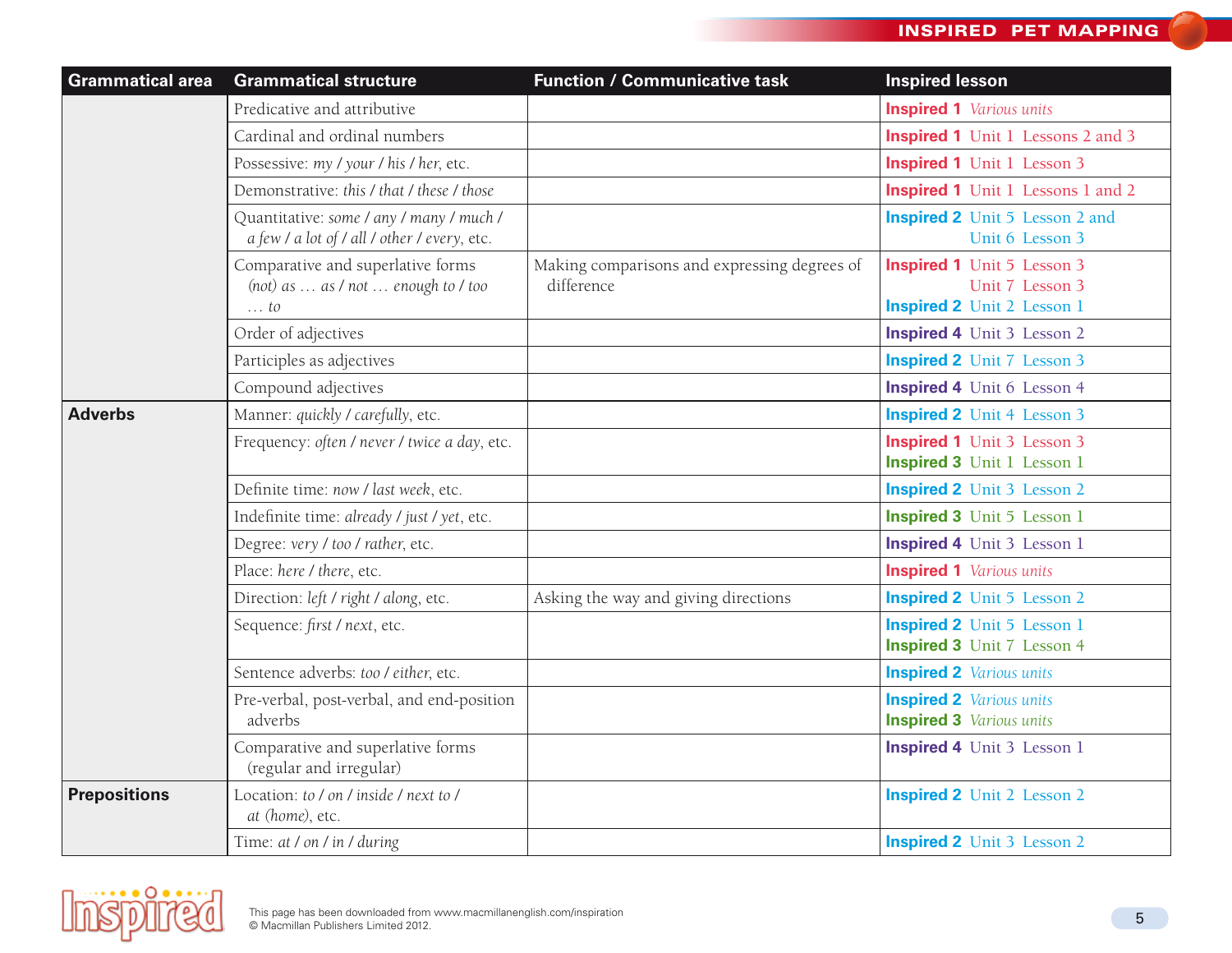| Grammatical area | Grammatical structure | Function / Communicative task | Inspired lesson |
|---|---|---|---|
| | Predicative and attributive | | **Inspired 1** *Various units* |
| | Cardinal and ordinal numbers | | **Inspired 1** Unit 1 Lessons 2 and 3 |
| | Possessive: *my / your / his / her*, etc. | | **Inspired 1** Unit 1 Lesson 3 |
| | Demonstrative: *this / that / these / those* | | **Inspired 1** Unit 1 Lessons 1 and 2 |
| | Quantitative: *some / any / many / much / a few / a lot of / all / other / every*, etc. | | **Inspired 2** Unit 5 Lesson 2 and Unit 6 Lesson 3 |
| | Comparative and superlative forms *(not) as … as / not … enough to / too … to* | Making comparisons and expressing degrees of difference | **Inspired 1** Unit 5 Lesson 3<br>Unit 7 Lesson 3<br>**Inspired 2** Unit 2 Lesson 1 |
| | Order of adjectives | | **Inspired 4** Unit 3 Lesson 2 |
| | Participles as adjectives | | **Inspired 2** Unit 7 Lesson 3 |
| | Compound adjectives | | **Inspired 4** Unit 6 Lesson 4 |
| **Adverbs** | Manner: *quickly / carefully*, etc. | | **Inspired 2** Unit 4 Lesson 3 |
| | Frequency: *often / never / twice a day*, etc. | | **Inspired 1** Unit 3 Lesson 3<br>**Inspired 3** Unit 1 Lesson 1 |
| | Definite time: *now / last week*, etc. | | **Inspired 2** Unit 3 Lesson 2 |
| | Indefinite time: *already / just / yet*, etc. | | **Inspired 3** Unit 5 Lesson 1 |
| | Degree: *very / too / rather*, etc. | | **Inspired 4** Unit 3 Lesson 1 |
| | Place: *here / there*, etc. | | **Inspired 1** *Various units* |
| | Direction: *left / right / along*, etc. | Asking the way and giving directions | **Inspired 2** Unit 5 Lesson 2 |
| | Sequence: *first / next*, etc. | | **Inspired 2** Unit 5 Lesson 1<br>**Inspired 3** Unit 7 Lesson 4 |
| | Sentence adverbs: *too / either*, etc. | | **Inspired 2** *Various units* |
| | Pre-verbal, post-verbal, and end-position adverbs | | **Inspired 2** *Various units*<br>**Inspired 3** *Various units* |
| | Comparative and superlative forms (regular and irregular) | | **Inspired 4** Unit 3 Lesson 1 |
| **Prepositions** | Location: *to / on / inside / next to / at (home)*, etc. | | **Inspired 2** Unit 2 Lesson 2 |
| | Time: *at / on / in / during* | | **Inspired 2** Unit 3 Lesson 2 |

This page has been downloaded from www.macmillanenglish.com/inspiration
© Macmillan Publishers Limited 2012.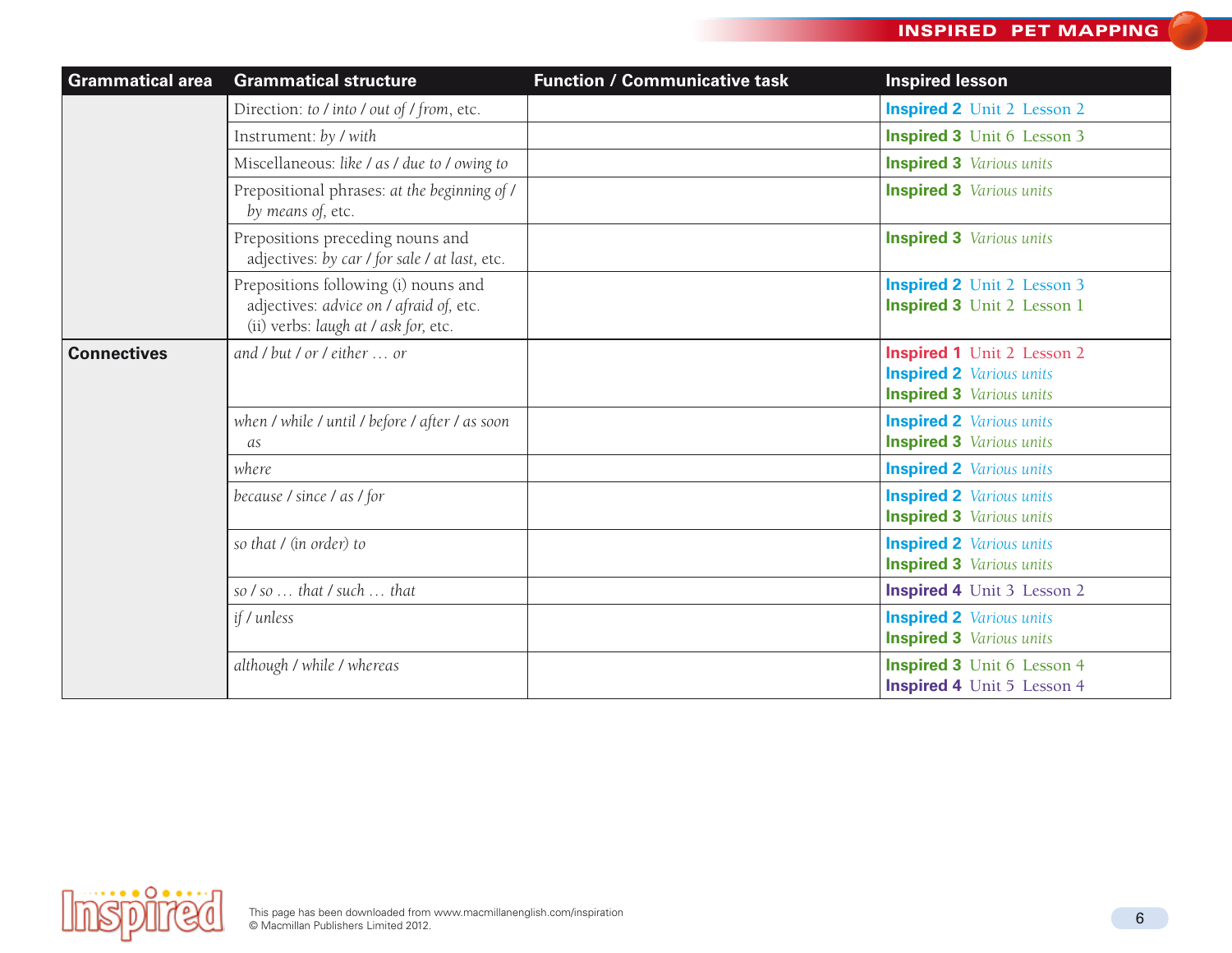| Grammatical area | Grammatical structure | Function / Communicative task | Inspired lesson |
|---|---|---|---|
| | Direction: *to / into / out of / from*, etc. | | **Inspired 2** Unit 2 Lesson 2 |
| | Instrument: *by / with* | | **Inspired 3** Unit 6 Lesson 3 |
| | Miscellaneous: *like / as / due to / owing to* | | **Inspired 3** *Various units* |
| | Prepositional phrases: *at the beginning of / by means of*, etc. | | **Inspired 3** *Various units* |
| | Prepositions preceding nouns and adjectives: *by car / for sale / at last*, etc. | | **Inspired 3** *Various units* |
| | Prepositions following (i) nouns and adjectives: *advice on / afraid of*, etc. (ii) verbs: *laugh at / ask for*, etc. | | **Inspired 2** Unit 2 Lesson 3<br>**Inspired 3** Unit 2 Lesson 1 |
| **Connectives** | *and / but / or / either … or* | | **Inspired 1** Unit 2 Lesson 2<br>**Inspired 2** *Various units*<br>**Inspired 3** *Various units* |
| | *when / while / until / before / after / as soon as* | | **Inspired 2** *Various units*<br>**Inspired 3** *Various units* |
| | *where* | | **Inspired 2** *Various units* |
| | *because / since / as / for* | | **Inspired 2** *Various units*<br>**Inspired 3** *Various units* |
| | *so that / (in order) to* | | **Inspired 2** *Various units*<br>**Inspired 3** *Various units* |
| | *so / so … that / such … that* | | **Inspired 4** Unit 3 Lesson 2 |
| | *if / unless* | | **Inspired 2** *Various units*<br>**Inspired 3** *Various units* |
| | *although / while / whereas* | | **Inspired 3** Unit 6 Lesson 4<br>**Inspired 4** Unit 5 Lesson 4 |

This page has been downloaded from www.macmillanenglish.com/inspiration
© Macmillan Publishers Limited 2012.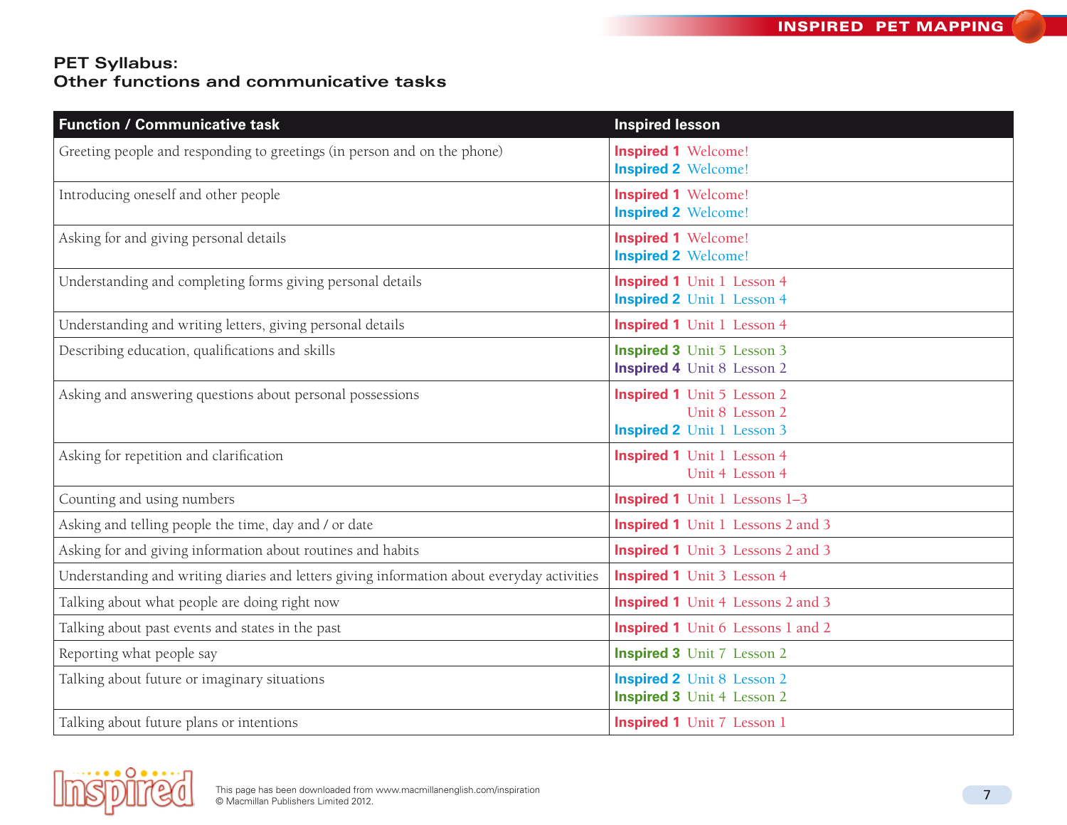## PET Syllabus:
## Other functions and communicative tasks

| Function / Communicative task | Inspired lesson |
|---|---|
| Greeting people and responding to greetings (in person and on the phone) | **Inspired 1** Welcome!<br>**Inspired 2** Welcome! |
| Introducing oneself and other people | **Inspired 1** Welcome!<br>**Inspired 2** Welcome! |
| Asking for and giving personal details | **Inspired 1** Welcome!<br>**Inspired 2** Welcome! |
| Understanding and completing forms giving personal details | **Inspired 1** Unit 1 Lesson 4<br>**Inspired 2** Unit 1 Lesson 4 |
| Understanding and writing letters, giving personal details | **Inspired 1** Unit 1 Lesson 4 |
| Describing education, qualifications and skills | **Inspired 3** Unit 5 Lesson 3<br>**Inspired 4** Unit 8 Lesson 2 |
| Asking and answering questions about personal possessions | **Inspired 1** Unit 5 Lesson 2<br>Unit 8 Lesson 2<br>**Inspired 2** Unit 1 Lesson 3 |
| Asking for repetition and clarification | **Inspired 1** Unit 1 Lesson 4<br>Unit 4 Lesson 4 |
| Counting and using numbers | **Inspired 1** Unit 1 Lessons 1–3 |
| Asking and telling people the time, day and / or date | **Inspired 1** Unit 1 Lessons 2 and 3 |
| Asking for and giving information about routines and habits | **Inspired 1** Unit 3 Lessons 2 and 3 |
| Understanding and writing diaries and letters giving information about everyday activities | **Inspired 1** Unit 3 Lesson 4 |
| Talking about what people are doing right now | **Inspired 1** Unit 4 Lessons 2 and 3 |
| Talking about past events and states in the past | **Inspired 1** Unit 6 Lessons 1 and 2 |
| Reporting what people say | **Inspired 3** Unit 7 Lesson 2 |
| Talking about future or imaginary situations | **Inspired 2** Unit 8 Lesson 2<br>**Inspired 3** Unit 4 Lesson 2 |
| Talking about future plans or intentions | **Inspired 1** Unit 7 Lesson 1 |

This page has been downloaded from www.macmillanenglish.com/inspiration
© Macmillan Publishers Limited 2012.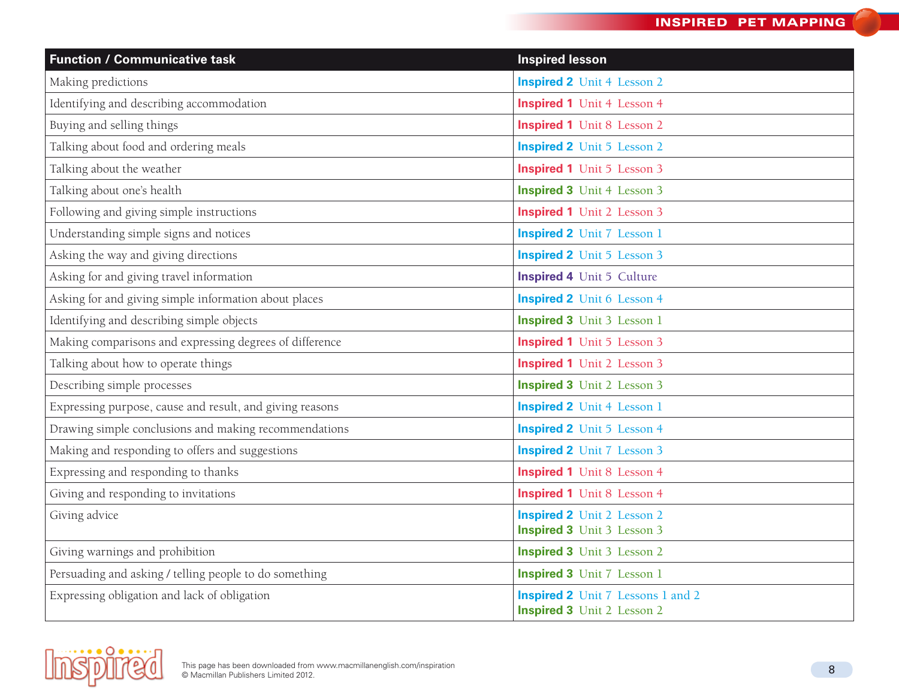| Function / Communicative task | Inspired lesson |
|---|---|
| Making predictions | **Inspired 2** Unit 4 Lesson 2 |
| Identifying and describing accommodation | **Inspired 1** Unit 4 Lesson 4 |
| Buying and selling things | **Inspired 1** Unit 8 Lesson 2 |
| Talking about food and ordering meals | **Inspired 2** Unit 5 Lesson 2 |
| Talking about the weather | **Inspired 1** Unit 5 Lesson 3 |
| Talking about one's health | **Inspired 3** Unit 4 Lesson 3 |
| Following and giving simple instructions | **Inspired 1** Unit 2 Lesson 3 |
| Understanding simple signs and notices | **Inspired 2** Unit 7 Lesson 1 |
| Asking the way and giving directions | **Inspired 2** Unit 5 Lesson 3 |
| Asking for and giving travel information | **Inspired 4** Unit 5 Culture |
| Asking for and giving simple information about places | **Inspired 2** Unit 6 Lesson 4 |
| Identifying and describing simple objects | **Inspired 3** Unit 3 Lesson 1 |
| Making comparisons and expressing degrees of difference | **Inspired 1** Unit 5 Lesson 3 |
| Talking about how to operate things | **Inspired 1** Unit 2 Lesson 3 |
| Describing simple processes | **Inspired 3** Unit 2 Lesson 3 |
| Expressing purpose, cause and result, and giving reasons | **Inspired 2** Unit 4 Lesson 1 |
| Drawing simple conclusions and making recommendations | **Inspired 2** Unit 5 Lesson 4 |
| Making and responding to offers and suggestions | **Inspired 2** Unit 7 Lesson 3 |
| Expressing and responding to thanks | **Inspired 1** Unit 8 Lesson 4 |
| Giving and responding to invitations | **Inspired 1** Unit 8 Lesson 4 |
| Giving advice | **Inspired 2** Unit 2 Lesson 2<br>**Inspired 3** Unit 3 Lesson 3 |
| Giving warnings and prohibition | **Inspired 3** Unit 3 Lesson 2 |
| Persuading and asking / telling people to do something | **Inspired 3** Unit 7 Lesson 1 |
| Expressing obligation and lack of obligation | **Inspired 2** Unit 7 Lessons 1 and 2<br>**Inspired 3** Unit 2 Lesson 2 |

This page has been downloaded from www.macmillanenglish.com/inspiration
© Macmillan Publishers Limited 2012.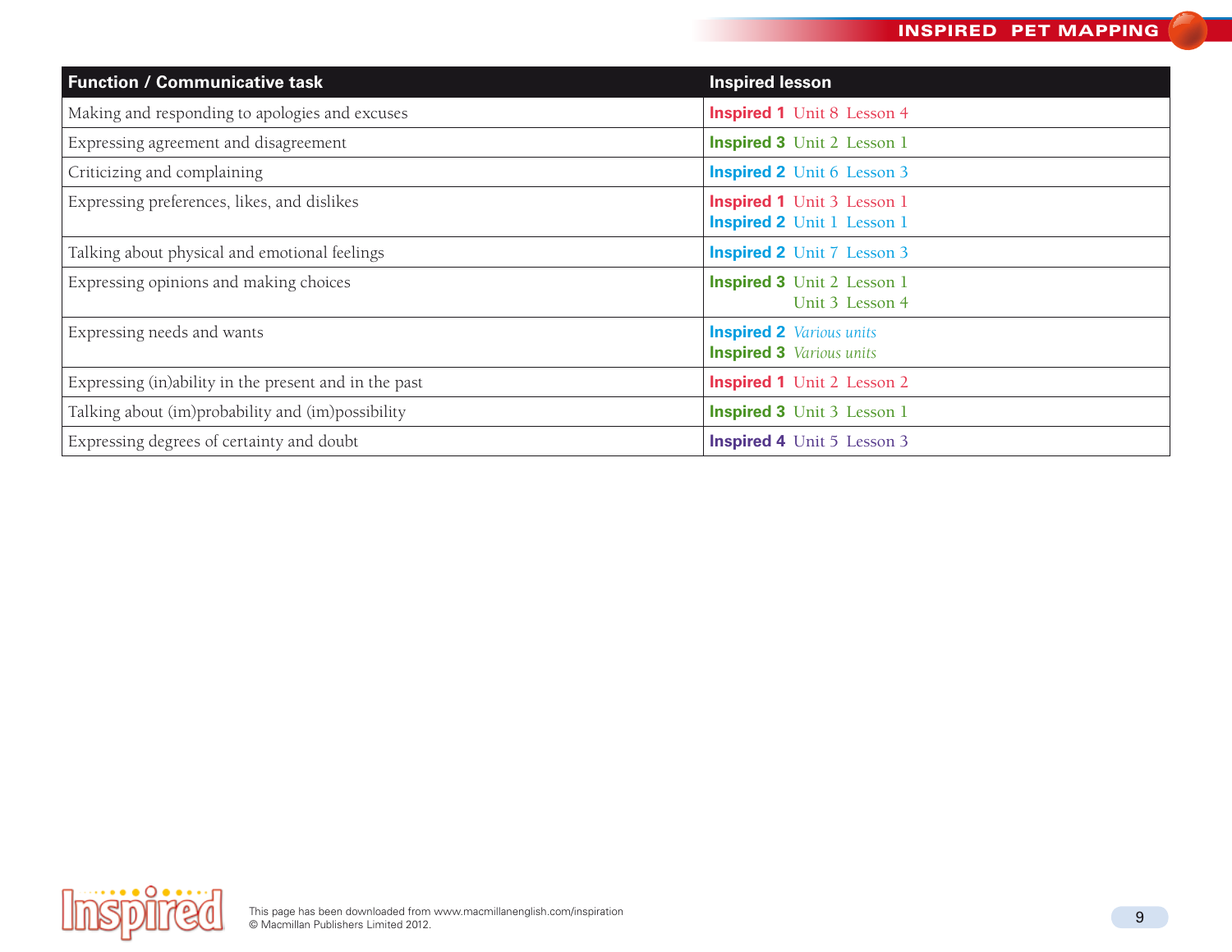| Function / Communicative task | Inspired lesson |
|---|---|
| Making and responding to apologies and excuses | **Inspired 1** Unit 8 Lesson 4 |
| Expressing agreement and disagreement | **Inspired 3** Unit 2 Lesson 1 |
| Criticizing and complaining | **Inspired 2** Unit 6 Lesson 3 |
| Expressing preferences, likes, and dislikes | **Inspired 1** Unit 3 Lesson 1<br>**Inspired 2** Unit 1 Lesson 1 |
| Talking about physical and emotional feelings | **Inspired 2** Unit 7 Lesson 3 |
| Expressing opinions and making choices | **Inspired 3** Unit 2 Lesson 1<br>Unit 3 Lesson 4 |
| Expressing needs and wants | **Inspired 2** *Various units*<br>**Inspired 3** *Various units* |
| Expressing (in)ability in the present and in the past | **Inspired 1** Unit 2 Lesson 2 |
| Talking about (im)probability and (im)possibility | **Inspired 3** Unit 3 Lesson 1 |
| Expressing degrees of certainty and doubt | **Inspired 4** Unit 5 Lesson 3 |

This page has been downloaded from www.macmillanenglish.com/inspiration
© Macmillan Publishers Limited 2012.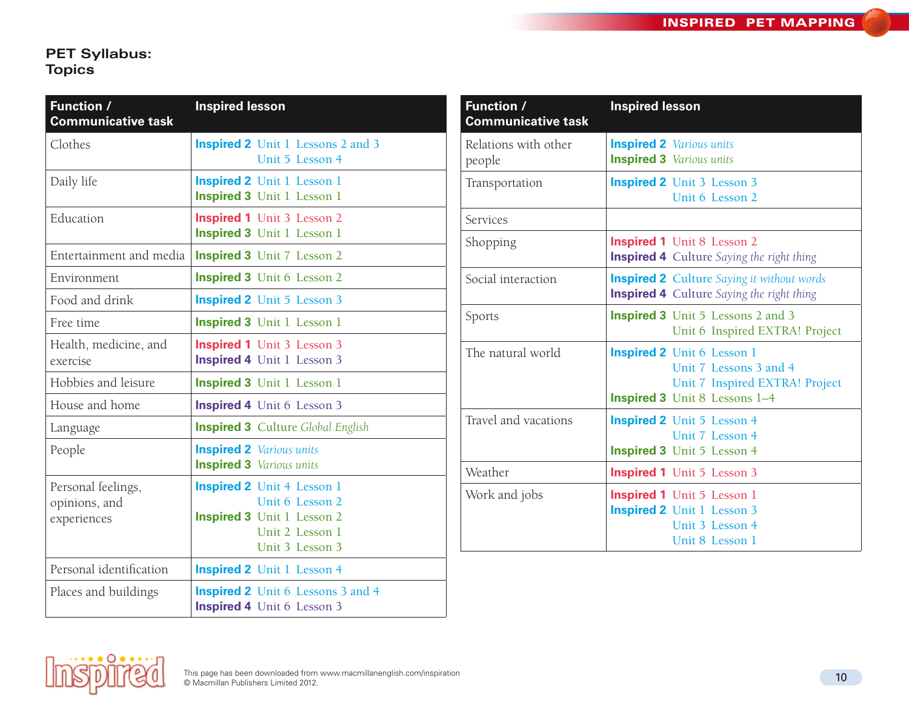## PET Syllabus: Topics

| Function / Communicative task | Inspired lesson |
|---|---|
| Clothes | **Inspired 2** Unit 1 Lessons 2 and 3<br>Unit 5 Lesson 4 |
| Daily life | **Inspired 2** Unit 1 Lesson 1<br>**Inspired 3** Unit 1 Lesson 1 |
| Education | **Inspired 1** Unit 3 Lesson 2<br>**Inspired 3** Unit 1 Lesson 1 |
| Entertainment and media | **Inspired 3** Unit 7 Lesson 2 |
| Environment | **Inspired 3** Unit 6 Lesson 2 |
| Food and drink | **Inspired 2** Unit 5 Lesson 3 |
| Free time | **Inspired 3** Unit 1 Lesson 1 |
| Health, medicine, and exercise | **Inspired 1** Unit 3 Lesson 3<br>**Inspired 4** Unit 1 Lesson 3 |
| Hobbies and leisure | **Inspired 3** Unit 1 Lesson 1 |
| House and home | **Inspired 4** Unit 6 Lesson 3 |
| Language | **Inspired 3** Culture *Global English* |
| People | **Inspired 2** *Various units*<br>**Inspired 3** *Various units* |
| Personal feelings, opinions, and experiences | **Inspired 2** Unit 4 Lesson 1<br>Unit 6 Lesson 2<br>**Inspired 3** Unit 1 Lesson 2<br>Unit 2 Lesson 1<br>Unit 3 Lesson 3 |
| Personal identification | **Inspired 2** Unit 1 Lesson 4 |
| Places and buildings | **Inspired 2** Unit 6 Lessons 3 and 4<br>**Inspired 4** Unit 6 Lesson 3 |

| Function / Communicative task | Inspired lesson |
|---|---|
| Relations with other people | **Inspired 2** *Various units*<br>**Inspired 3** *Various units* |
| Transportation | **Inspired 2** Unit 3 Lesson 3<br>Unit 6 Lesson 2 |
| Services | |
| Shopping | **Inspired 1** Unit 8 Lesson 2<br>**Inspired 4** Culture *Saying the right thing* |
| Social interaction | **Inspired 2** Culture *Saying it without words*<br>**Inspired 4** Culture *Saying the right thing* |
| Sports | **Inspired 3** Unit 5 Lessons 2 and 3<br>Unit 6 Inspired EXTRA! Project |
| The natural world | **Inspired 2** Unit 6 Lesson 1<br>Unit 7 Lessons 3 and 4<br>Unit 7 Inspired EXTRA! Project<br>**Inspired 3** Unit 8 Lessons 1–4 |
| Travel and vacations | **Inspired 2** Unit 5 Lesson 4<br>Unit 7 Lesson 4<br>**Inspired 3** Unit 5 Lesson 4 |
| Weather | **Inspired 1** Unit 5 Lesson 3 |
| Work and jobs | **Inspired 1** Unit 5 Lesson 1<br>**Inspired 2** Unit 1 Lesson 3<br>Unit 3 Lesson 4<br>Unit 8 Lesson 1 |

This page has been downloaded from www.macmillanenglish.com/inspiration
© Macmillan Publishers Limited 2012.